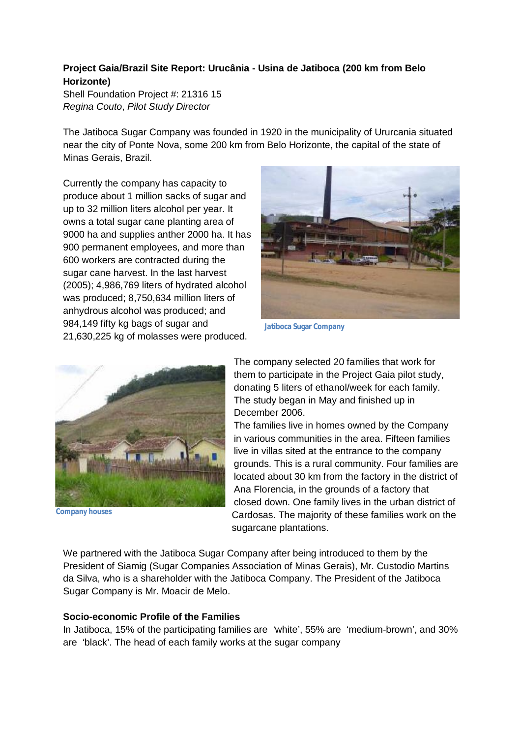**Project Gaia/Brazil Site Report: Urucânia - Usina de Jatiboca (200 km from Belo Horizonte)**
Shell Foundation Project #: 21316 15
*Regina Couto*, *Pilot Study Director*

The Jatiboca Sugar Company was founded in 1920 in the municipality of Ururcania situated near the city of Ponte Nova, some 200 km from Belo Horizonte, the capital of the state of Minas Gerais, Brazil.

Currently the company has capacity to produce about 1 million sacks of sugar and up to 32 million liters alcohol per year. It owns a total sugar cane planting area of 9000 ha and supplies anther 2000 ha. It has 900 permanent employees, and more than 600 workers are contracted during the sugar cane harvest. In the last harvest (2005); 4,986,769 liters of hydrated alcohol was produced; 8,750,634 million liters of anhydrous alcohol was produced; and 984,149 fifty kg bags of sugar and 21,630,225 kg of molasses were produced.

Jatiboca Sugar Company

The company selected 20 families that work for them to participate in the Project Gaia pilot study, donating 5 liters of ethanol/week for each family. The study began in May and finished up in December 2006.

The families live in homes owned by the Company in various communities in the area. Fifteen families live in villas sited at the entrance to the company grounds. This is a rural community. Four families are located about 30 km from the factory in the district of Ana Florencia, in the grounds of a factory that closed down. One family lives in the urban district of Cardosas. The majority of these families work on the sugarcane plantations.

Company houses

We partnered with the Jatiboca Sugar Company after being introduced to them by the President of Siamig (Sugar Companies Association of Minas Gerais), Mr. Custodio Martins da Silva, who is a shareholder with the Jatiboca Company. The President of the Jatiboca Sugar Company is Mr. Moacir de Melo.

**Socio-economic Profile of the Families**

In Jatiboca, 15% of the participating families are 'white', 55% are 'medium-brown', and 30% are 'black'. The head of each family works at the sugar company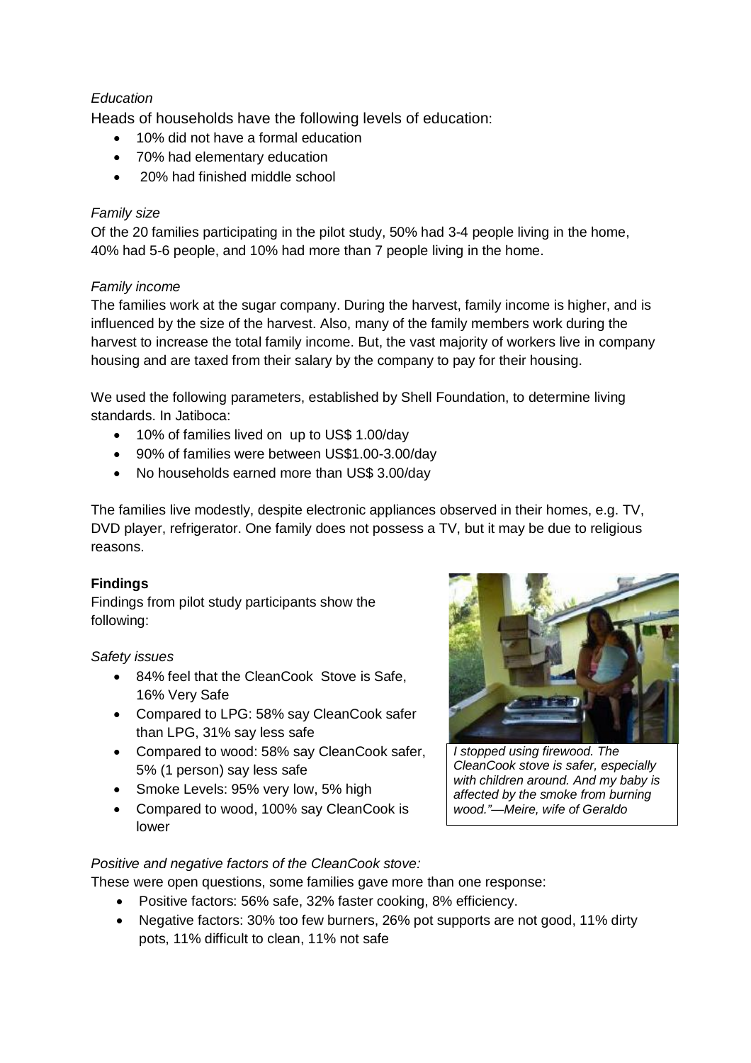*Education*

Heads of households have the following levels of education:

- 10% did not have a formal education
- 70% had elementary education
- 20% had finished middle school

*Family size*

Of the 20 families participating in the pilot study, 50% had 3-4 people living in the home, 40% had 5-6 people, and 10% had more than 7 people living in the home.

*Family income*

The families work at the sugar company. During the harvest, family income is higher, and is influenced by the size of the harvest. Also, many of the family members work during the harvest to increase the total family income. But, the vast majority of workers live in company housing and are taxed from their salary by the company to pay for their housing.

We used the following parameters, established by Shell Foundation, to determine living standards. In Jatiboca:

- 10% of families lived on up to US$ 1.00/day
- 90% of families were between US$1.00-3.00/day
- No households earned more than US$ 3.00/day

The families live modestly, despite electronic appliances observed in their homes, e.g. TV, DVD player, refrigerator. One family does not possess a TV, but it may be due to religious reasons.

**Findings**

Findings from pilot study participants show the following:

*Safety issues*

- 84% feel that the CleanCook Stove is Safe, 16% Very Safe
- Compared to LPG: 58% say CleanCook safer than LPG, 31% say less safe
- Compared to wood: 58% say CleanCook safer, 5% (1 person) say less safe
- Smoke Levels: 95% very low, 5% high
- Compared to wood, 100% say CleanCook is lower

*I stopped using firewood. The CleanCook stove is safer, especially with children around. And my baby is affected by the smoke from burning wood."—Meire, wife of Geraldo*

*Positive and negative factors of the CleanCook stove:*

These were open questions, some families gave more than one response:

- Positive factors: 56% safe, 32% faster cooking, 8% efficiency.
- Negative factors: 30% too few burners, 26% pot supports are not good, 11% dirty pots, 11% difficult to clean, 11% not safe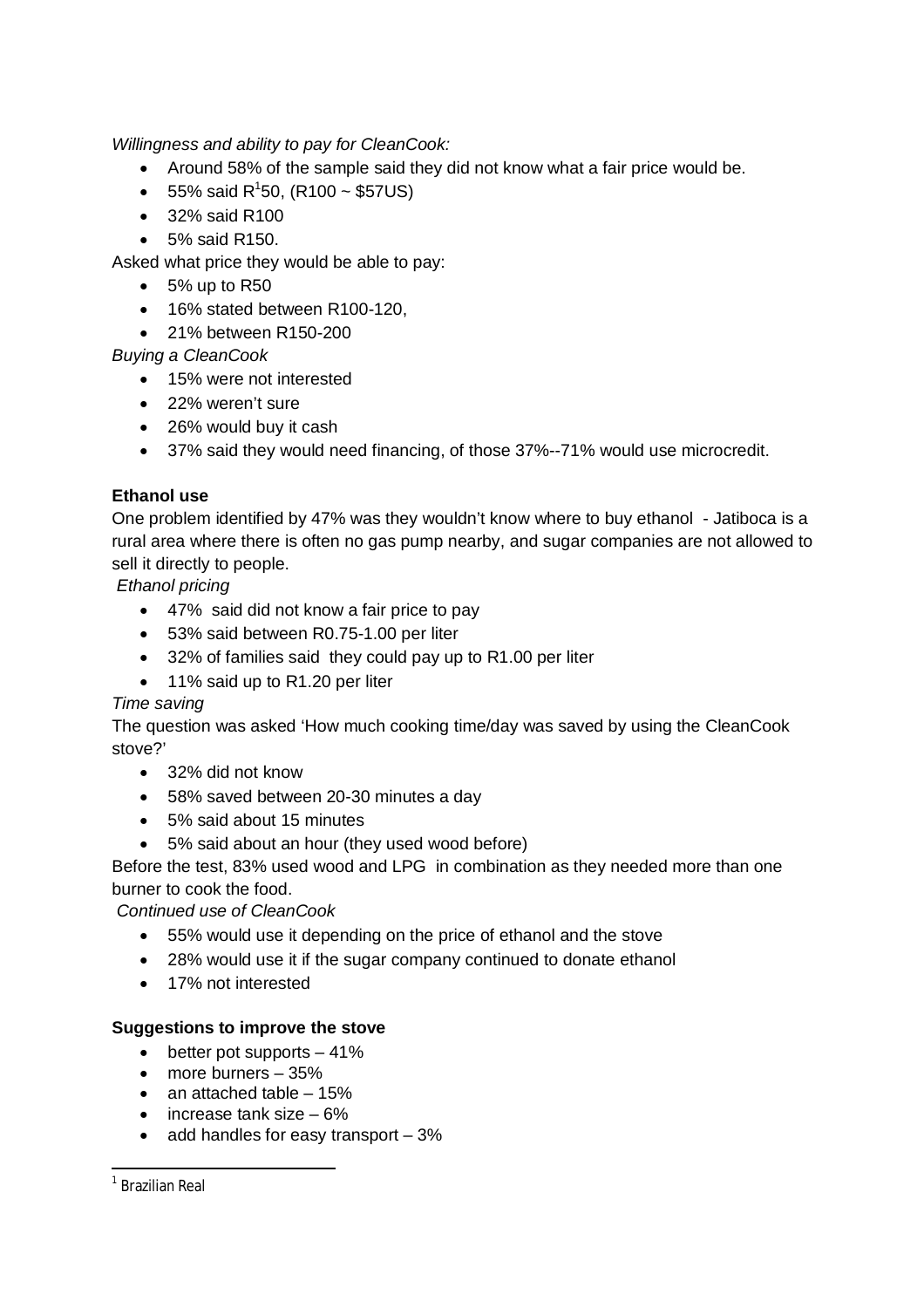*Willingness and ability to pay for CleanCook:*

- Around 58% of the sample said they did not know what a fair price would be.
- 55% said R[1]50, (R100 ~ $57US)
- 32% said R100
- 5% said R150.

Asked what price they would be able to pay:

- 5% up to R50
- 16% stated between R100-120,
- 21% between R150-200

*Buying a CleanCook*

- 15% were not interested
- 22% weren't sure
- 26% would buy it cash
- 37% said they would need financing, of those 37%--71% would use microcredit.

**Ethanol use**

One problem identified by 47% was they wouldn't know where to buy ethanol - Jatiboca is a rural area where there is often no gas pump nearby, and sugar companies are not allowed to sell it directly to people.

*Ethanol pricing*

- 47% said did not know a fair price to pay
- 53% said between R0.75-1.00 per liter
- 32% of families said they could pay up to R1.00 per liter
- 11% said up to R1.20 per liter

*Time saving*

The question was asked 'How much cooking time/day was saved by using the CleanCook stove?'

- 32% did not know
- 58% saved between 20-30 minutes a day
- 5% said about 15 minutes
- 5% said about an hour (they used wood before)

Before the test, 83% used wood and LPG in combination as they needed more than one burner to cook the food.

*Continued use of CleanCook*

- 55% would use it depending on the price of ethanol and the stove
- 28% would use it if the sugar company continued to donate ethanol
- 17% not interested

**Suggestions to improve the stove**

- better pot supports – 41%
- more burners – 35%
- an attached table – 15%
- increase tank size – 6%
- add handles for easy transport – 3%

---

[1] Brazilian Real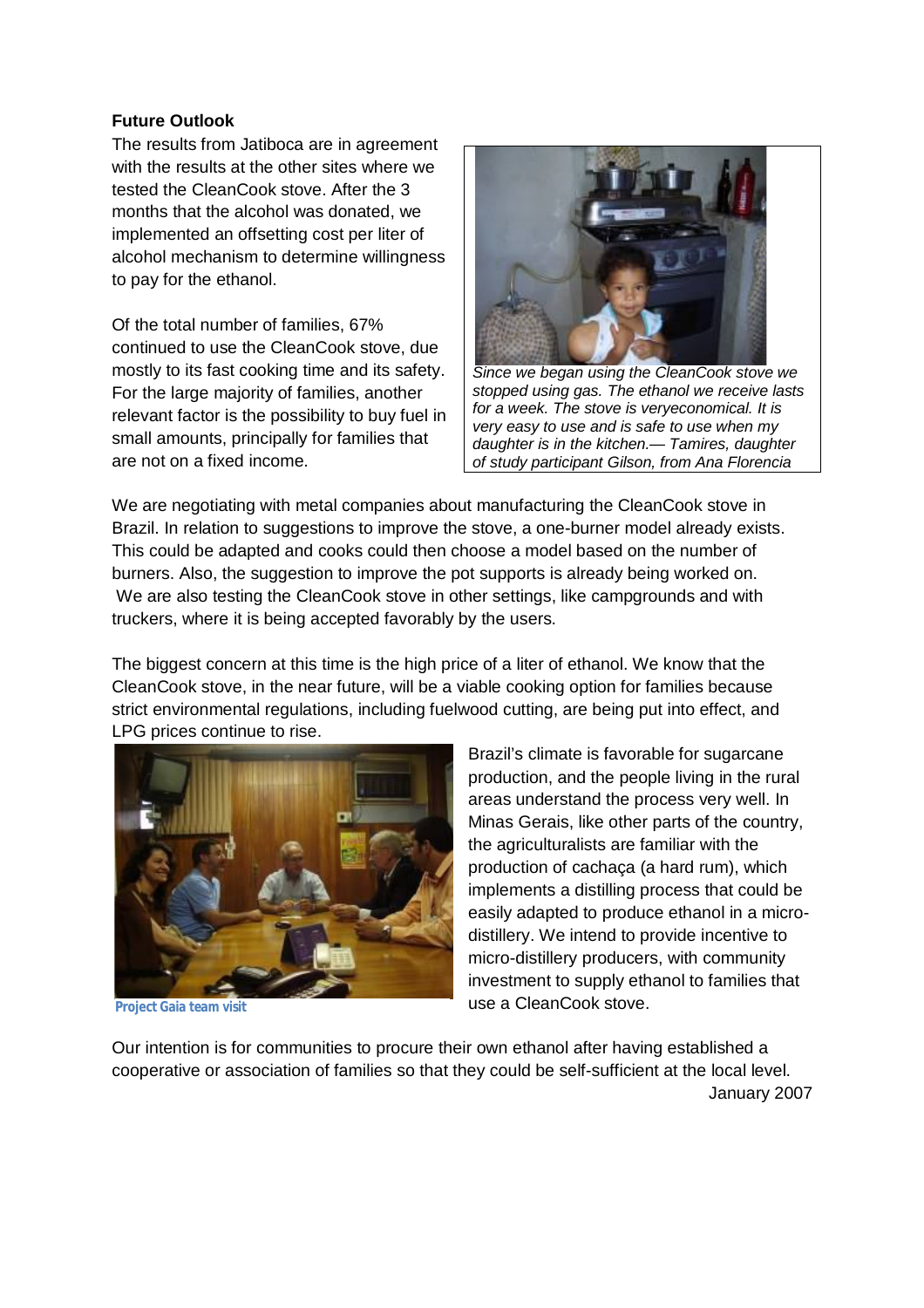**Future Outlook**

The results from Jatiboca are in agreement with the results at the other sites where we tested the CleanCook stove. After the 3 months that the alcohol was donated, we implemented an offsetting cost per liter of alcohol mechanism to determine willingness to pay for the ethanol.

Of the total number of families, 67% continued to use the CleanCook stove, due mostly to its fast cooking time and its safety. For the large majority of families, another relevant factor is the possibility to buy fuel in small amounts, principally for families that are not on a fixed income.

*Since we began using the CleanCook stove we stopped using gas. The ethanol we receive lasts for a week. The stove is veryeconomical. It is very easy to use and is safe to use when my daughter is in the kitchen.— Tamires, daughter of study participant Gilson, from Ana Florencia*

We are negotiating with metal companies about manufacturing the CleanCook stove in Brazil. In relation to suggestions to improve the stove, a one-burner model already exists. This could be adapted and cooks could then choose a model based on the number of burners. Also, the suggestion to improve the pot supports is already being worked on. We are also testing the CleanCook stove in other settings, like campgrounds and with truckers, where it is being accepted favorably by the users.

The biggest concern at this time is the high price of a liter of ethanol. We know that the CleanCook stove, in the near future, will be a viable cooking option for families because strict environmental regulations, including fuelwood cutting, are being put into effect, and LPG prices continue to rise.

Project Gaia team visit

Brazil's climate is favorable for sugarcane production, and the people living in the rural areas understand the process very well. In Minas Gerais, like other parts of the country, the agriculturalists are familiar with the production of cachaça (a hard rum), which implements a distilling process that could be easily adapted to produce ethanol in a micro-distillery. We intend to provide incentive to micro-distillery producers, with community investment to supply ethanol to families that use a CleanCook stove.

Our intention is for communities to procure their own ethanol after having established a cooperative or association of families so that they could be self-sufficient at the local level.

January 2007